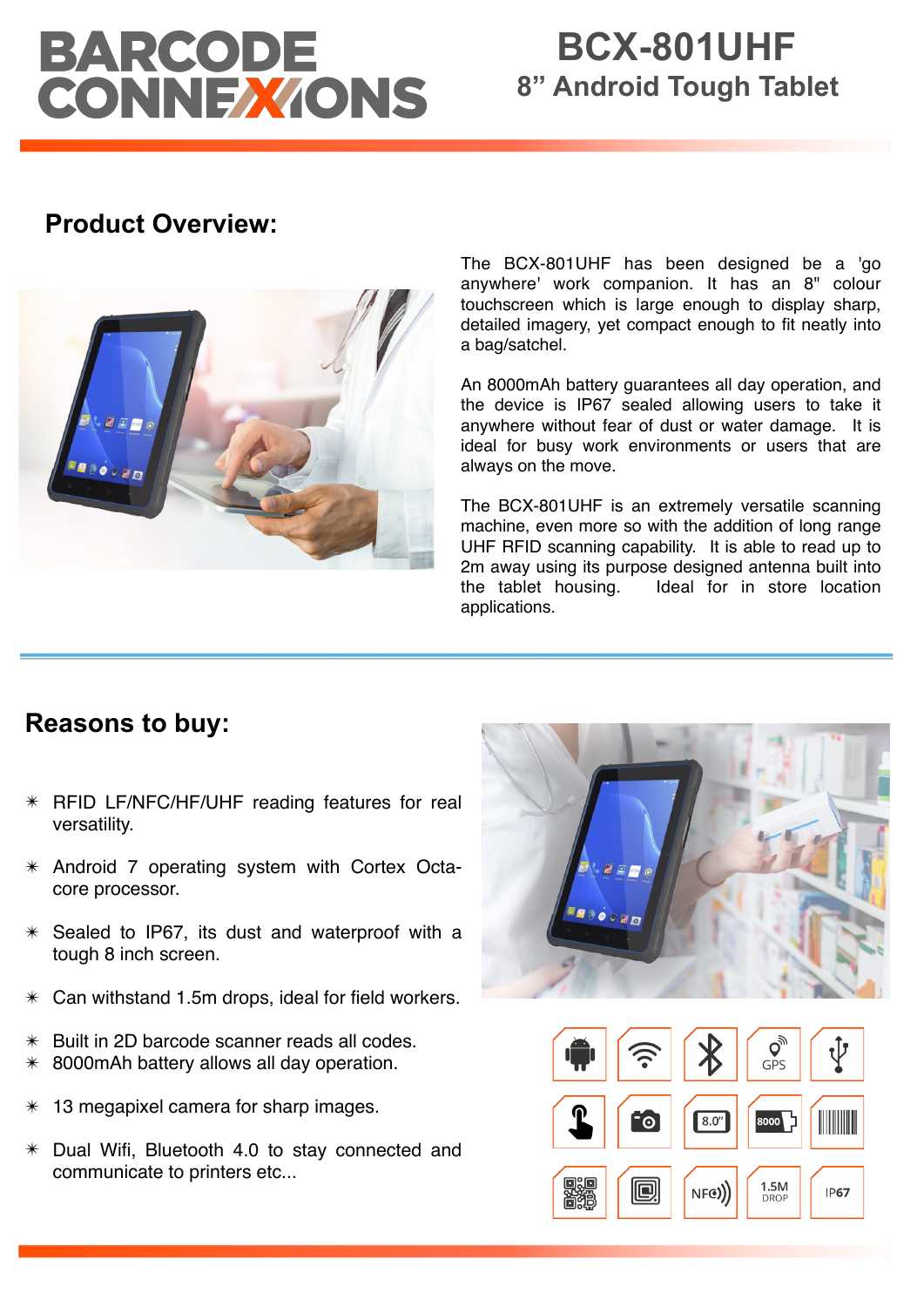# BCX-801UHF

## 8" Android Tough Tablet

## Product Overview:

The BCX-801UHF has been designed be a 'go anywhere' work companion. It has an 8" colour touchscreen which is large enough to display sharp, detailed imagery, yet compact enough to fit neatly into a bag/satchel.

An 8000mAh battery guarantees all day operation, and the device is IP67 sealed allowing users to take it anywhere without fear of dust or water damage. It is ideal for busy work environments or users that are always on the move.

The BCX-801UHF is an extremely versatile scanning machine, even more so with the addition of long range UHF RFID scanning capability. It is able to read up to 2m away using its purpose designed antenna built into the tablet housing. Ideal for in store location applications.

## Reasons to buy:

- RFID LF/NFC/HF/UHF reading features for real versatility.
- Android 7 operating system with Cortex Octa-core processor.
- Sealed to IP67, its dust and waterproof with a tough 8 inch screen.
- Can withstand 1.5m drops, ideal for field workers.
- Built in 2D barcode scanner reads all codes.
- 8000mAh battery allows all day operation.
- 13 megapixel camera for sharp images.
- Dual Wifi, Bluetooth 4.0 to stay connected and communicate to printers etc...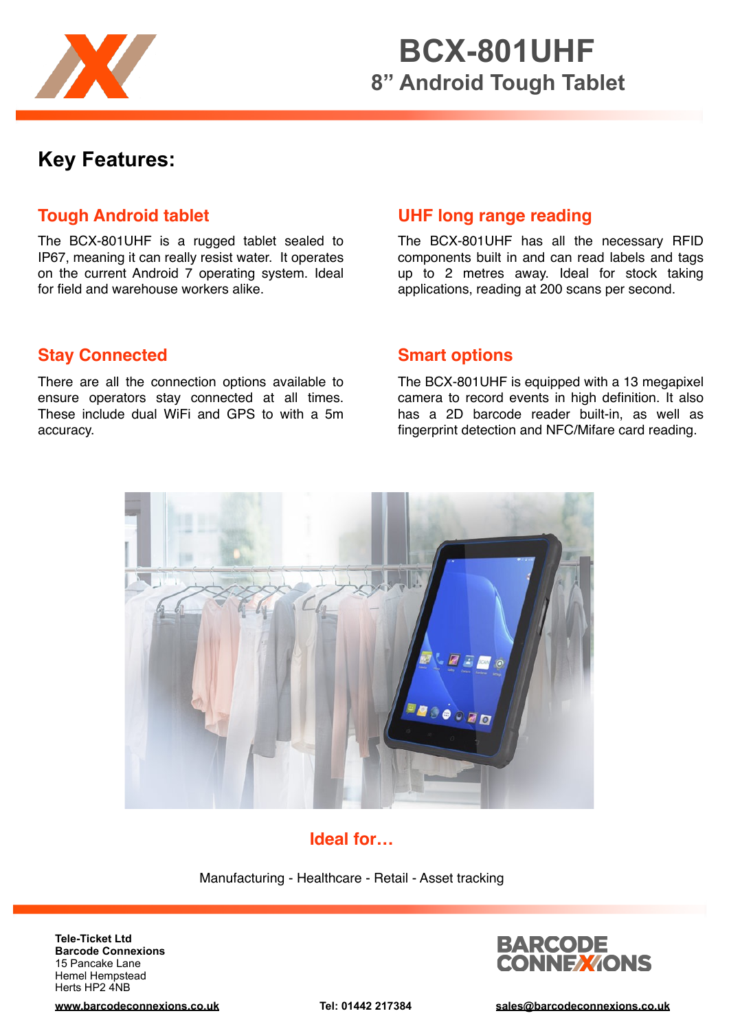# BCX-801UHF

## 8" Android Tough Tablet

## Key Features:

### Tough Android tablet

The BCX-801UHF is a rugged tablet sealed to IP67, meaning it can really resist water. It operates on the current Android 7 operating system. Ideal for field and warehouse workers alike.

### UHF long range reading

The BCX-801UHF has all the necessary RFID components built in and can read labels and tags up to 2 metres away. Ideal for stock taking applications, reading at 200 scans per second.

### Stay Connected

There are all the connection options available to ensure operators stay connected at all times. These include dual WiFi and GPS to with a 5m accuracy.

### Smart options

The BCX-801UHF is equipped with a 13 megapixel camera to record events in high definition. It also has a 2D barcode reader built-in, as well as fingerprint detection and NFC/Mifare card reading.

### Ideal for…

Manufacturing - Healthcare - Retail - Asset tracking

**Tele-Ticket Ltd**
**Barcode Connexions**
15 Pancake Lane
Hemel Hempstead
Herts HP2 4NB

BARCODE CONNEXIONS

**www.barcodeconnexions.co.uk** **Tel: 01442 217384** **sales@barcodeconnexions.co.uk**